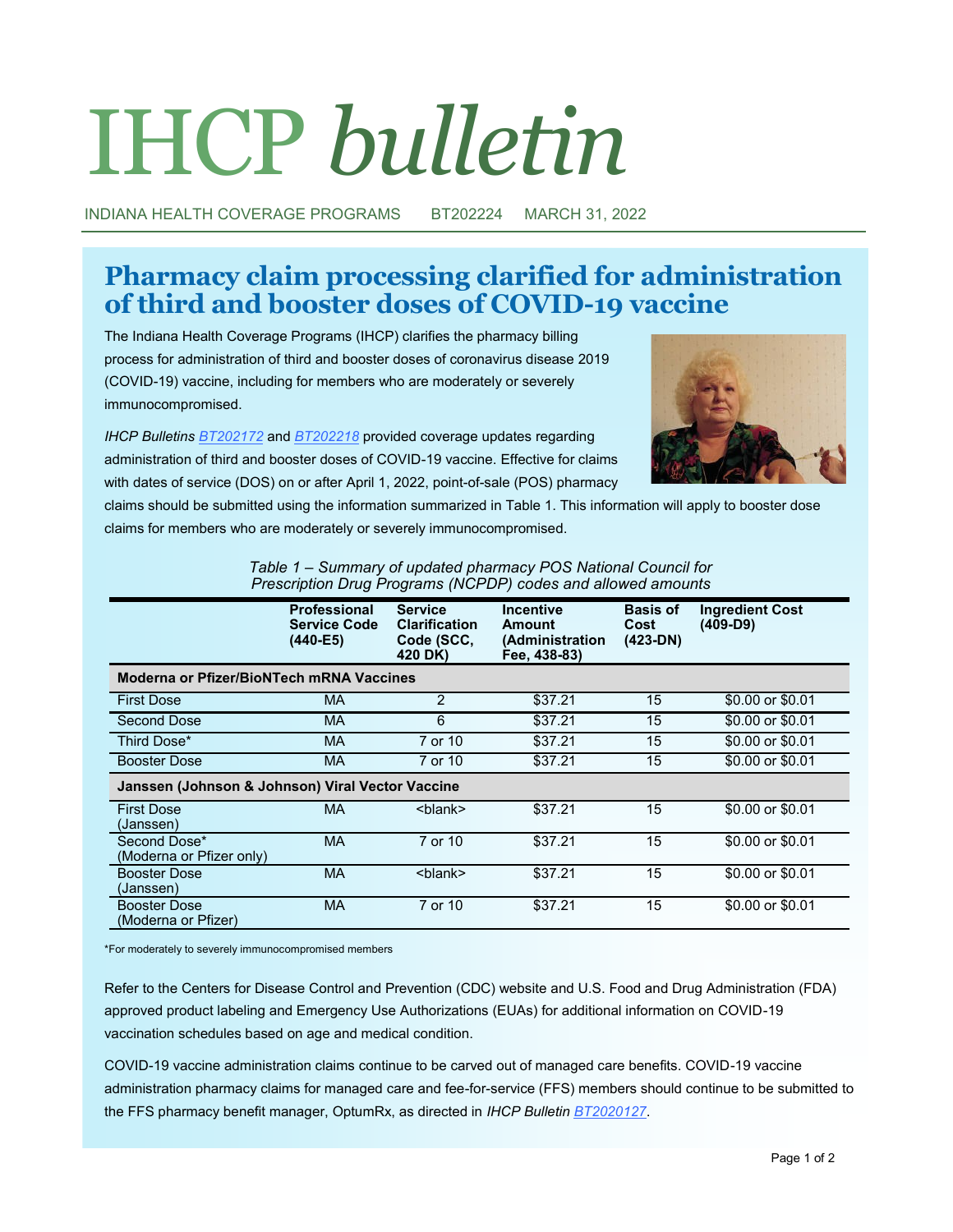# IHCP *bulletin*

INDIANA HEALTH COVERAGE PROGRAMS BT202224 MARCH 31, 2022

## Pharmacy claim processing clarified for administration of third and booster doses of COVID-19 vaccine

The Indiana Health Coverage Programs (IHCP) clarifies the pharmacy billing process for administration of third and booster doses of coronavirus disease 2019 (COVID-19) vaccine, including for members who are moderately or severely immunocompromised.

*IHCP Bulletins* BT202172 and BT202218 provided coverage updates regarding administration of third and booster doses of COVID-19 vaccine. Effective for claims with dates of service (DOS) on or after April 1, 2022, point-of-sale (POS) pharmacy claims should be submitted using the information summarized in Table 1. This information will apply to booster dose claims for members who are moderately or severely immunocompromised.

*Table 1 – Summary of updated pharmacy POS National Council for Prescription Drug Programs (NCPDP) codes and allowed amounts*

| | Professional Service Code (440-E5) | Service Clarification Code (SCC, 420 DK) | Incentive Amount (Administration Fee, 438-83) | Basis of Cost (423-DN) | Ingredient Cost (409-D9) |
|---|---|---|---|---|---|
| **Moderna or Pfizer/BioNTech mRNA Vaccines** | | | | | |
| First Dose | MA | 2 | $37.21 | 15 | $0.00 or $0.01 |
| Second Dose | MA | 6 | $37.21 | 15 | $0.00 or $0.01 |
| Third Dose* | MA | 7 or 10 | $37.21 | 15 | $0.00 or $0.01 |
| Booster Dose | MA | 7 or 10 | $37.21 | 15 | $0.00 or $0.01 |
| **Janssen (Johnson & Johnson) Viral Vector Vaccine** | | | | | |
| First Dose (Janssen) | MA | <blank> | $37.21 | 15 | $0.00 or $0.01 |
| Second Dose* (Moderna or Pfizer only) | MA | 7 or 10 | $37.21 | 15 | $0.00 or $0.01 |
| Booster Dose (Janssen) | MA | <blank> | $37.21 | 15 | $0.00 or $0.01 |
| Booster Dose (Moderna or Pfizer) | MA | 7 or 10 | $37.21 | 15 | $0.00 or $0.01 |

*For moderately to severely immunocompromised members

Refer to the Centers for Disease Control and Prevention (CDC) website and U.S. Food and Drug Administration (FDA) approved product labeling and Emergency Use Authorizations (EUAs) for additional information on COVID-19 vaccination schedules based on age and medical condition.

COVID-19 vaccine administration claims continue to be carved out of managed care benefits. COVID-19 vaccine administration pharmacy claims for managed care and fee-for-service (FFS) members should continue to be submitted to the FFS pharmacy benefit manager, OptumRx, as directed in *IHCP Bulletin* BT2020127.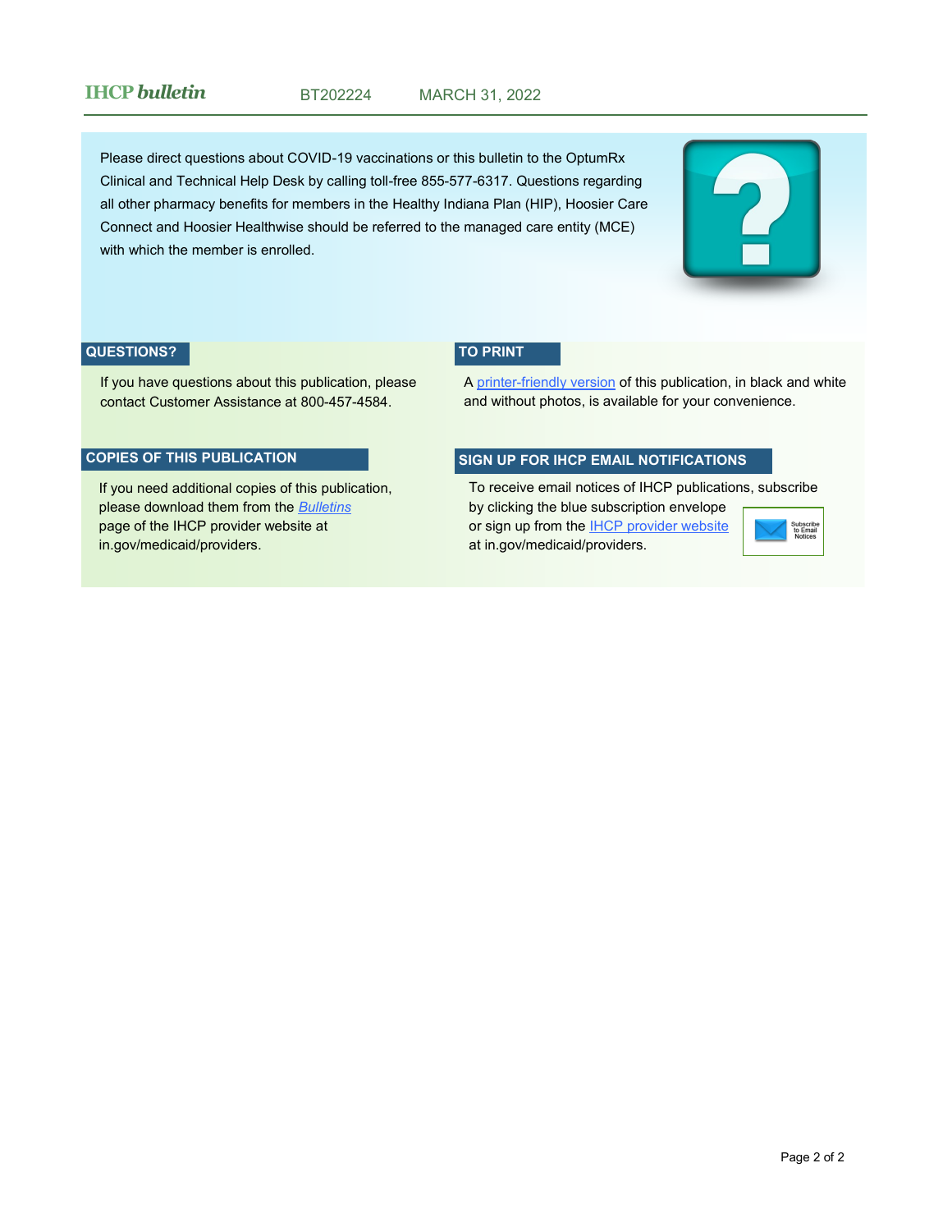Please direct questions about COVID-19 vaccinations or this bulletin to the OptumRx Clinical and Technical Help Desk by calling toll-free 855-577-6317. Questions regarding all other pharmacy benefits for members in the Healthy Indiana Plan (HIP), Hoosier Care Connect and Hoosier Healthwise should be referred to the managed care entity (MCE) with which the member is enrolled.

## QUESTIONS?

If you have questions about this publication, please contact Customer Assistance at 800-457-4584.

## COPIES OF THIS PUBLICATION

If you need additional copies of this publication, please download them from the *Bulletins* page of the IHCP provider website at in.gov/medicaid/providers.

## TO PRINT

A printer-friendly version of this publication, in black and white and without photos, is available for your convenience.

## SIGN UP FOR IHCP EMAIL NOTIFICATIONS

To receive email notices of IHCP publications, subscribe by clicking the blue subscription envelope or sign up from the IHCP provider website at in.gov/medicaid/providers.